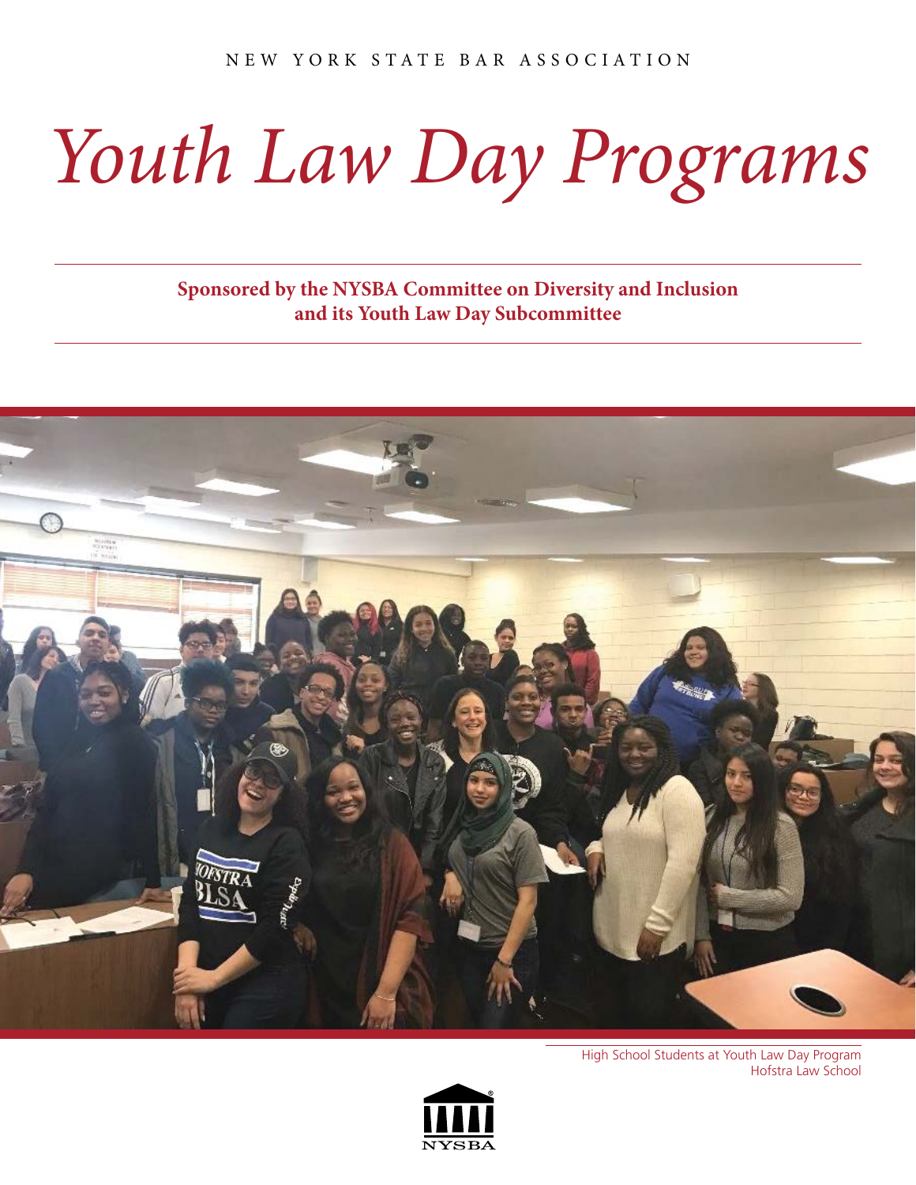NEW YORK STATE BAR ASSOCIATION

# *Youth Law Day Programs*

**Sponsored by the NYSBA Committee on Diversity and Inclusion and its Youth Law Day Subcommittee**

High School Students at Youth Law Day Program
Hofstra Law School

NYSBA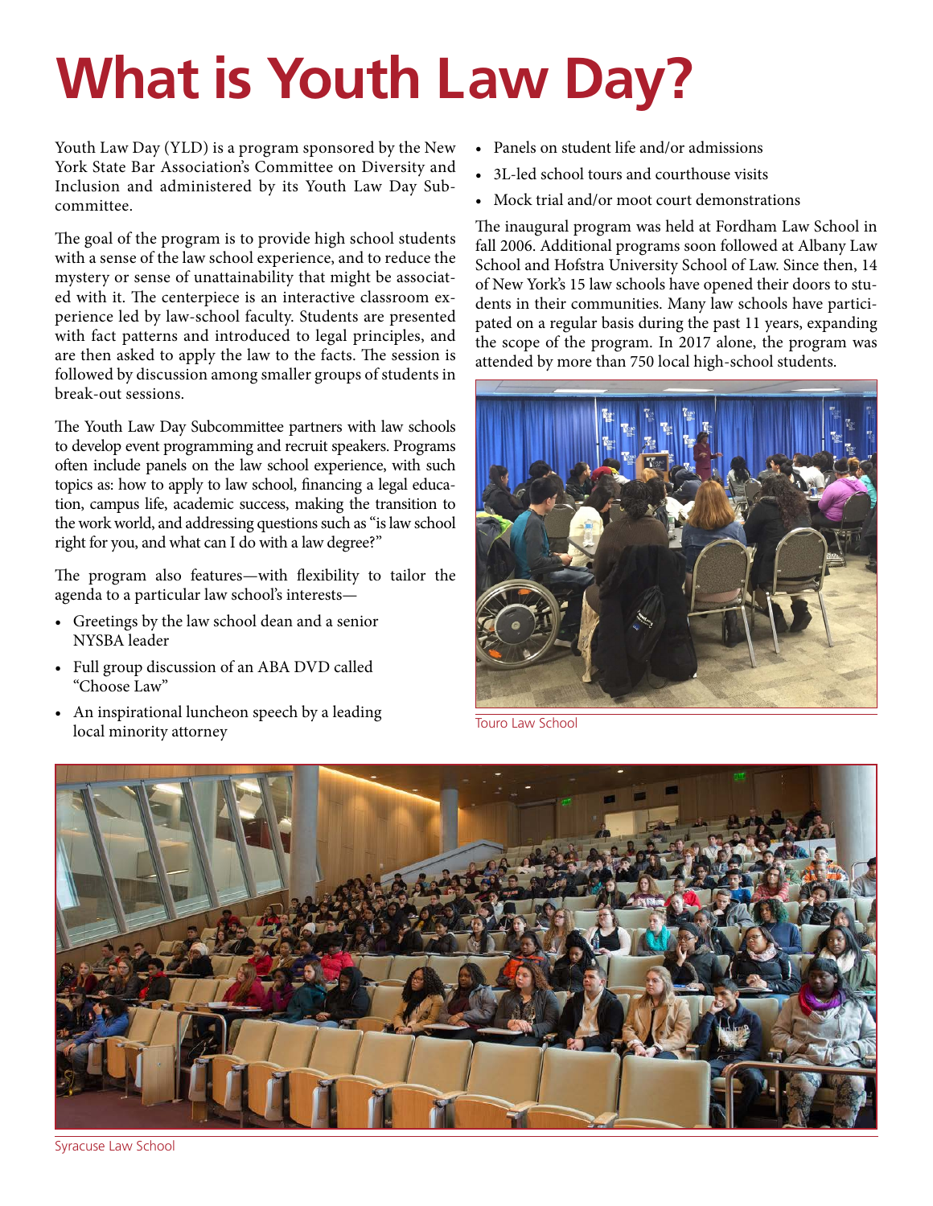# What is Youth Law Day?

Youth Law Day (YLD) is a program sponsored by the New York State Bar Association's Committee on Diversity and Inclusion and administered by its Youth Law Day Subcommittee.

The goal of the program is to provide high school students with a sense of the law school experience, and to reduce the mystery or sense of unattainability that might be associated with it. The centerpiece is an interactive classroom experience led by law-school faculty. Students are presented with fact patterns and introduced to legal principles, and are then asked to apply the law to the facts. The session is followed by discussion among smaller groups of students in break-out sessions.

The Youth Law Day Subcommittee partners with law schools to develop event programming and recruit speakers. Programs often include panels on the law school experience, with such topics as: how to apply to law school, financing a legal education, campus life, academic success, making the transition to the work world, and addressing questions such as "is law school right for you, and what can I do with a law degree?"

The program also features—with flexibility to tailor the agenda to a particular law school's interests—

- Greetings by the law school dean and a senior NYSBA leader
- Full group discussion of an ABA DVD called "Choose Law"
- An inspirational luncheon speech by a leading local minority attorney
- Panels on student life and/or admissions
- 3L-led school tours and courthouse visits
- Mock trial and/or moot court demonstrations

The inaugural program was held at Fordham Law School in fall 2006. Additional programs soon followed at Albany Law School and Hofstra University School of Law. Since then, 14 of New York's 15 law schools have opened their doors to students in their communities. Many law schools have participated on a regular basis during the past 11 years, expanding the scope of the program. In 2017 alone, the program was attended by more than 750 local high-school students.

Touro Law School

Syracuse Law School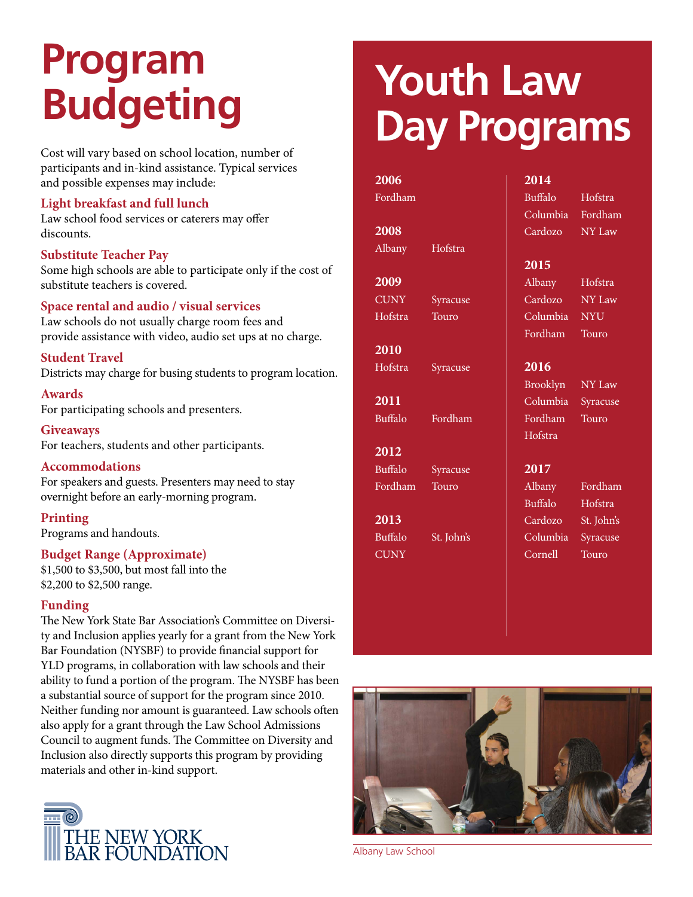# Program Budgeting

Cost will vary based on school location, number of participants and in-kind assistance. Typical services and possible expenses may include:

### Light breakfast and full lunch

Law school food services or caterers may offer discounts.

### Substitute Teacher Pay

Some high schools are able to participate only if the cost of substitute teachers is covered.

### Space rental and audio / visual services

Law schools do not usually charge room fees and provide assistance with video, audio set ups at no charge.

### Student Travel

Districts may charge for busing students to program location.

### Awards

For participating schools and presenters.

### Giveaways

For teachers, students and other participants.

### Accommodations

For speakers and guests. Presenters may need to stay overnight before an early-morning program.

### Printing

Programs and handouts.

### Budget Range (Approximate)

$1,500 to $3,500, but most fall into the $2,200 to $2,500 range.

### Funding

The New York State Bar Association's Committee on Diversity and Inclusion applies yearly for a grant from the New York Bar Foundation (NYSBF) to provide financial support for YLD programs, in collaboration with law schools and their ability to fund a portion of the program. The NYSBF has been a substantial source of support for the program since 2010. Neither funding nor amount is guaranteed. Law schools often also apply for a grant through the Law School Admissions Council to augment funds. The Committee on Diversity and Inclusion also directly supports this program by providing materials and other in-kind support.

THE NEW YORK BAR FOUNDATION

# Youth Law Day Programs

**2006**
Fordham

**2008**
Albany, Hofstra

**2009**
CUNY, Syracuse, Hofstra, Touro

**2010**
Hofstra, Syracuse

**2011**
Buffalo, Fordham

**2012**
Buffalo, Syracuse, Fordham, Touro

**2013**
Buffalo, St. John's, CUNY

**2014**
Buffalo, Hofstra, Columbia, Fordham, Cardozo, NY Law

**2015**
Albany, Hofstra, Cardozo, NY Law, Columbia, NYU, Fordham, Touro

**2016**
Brooklyn, NY Law, Columbia, Syracuse, Fordham, Touro, Hofstra

**2017**
Albany, Fordham, Buffalo, Hofstra, Cardozo, St. John's, Columbia, Syracuse, Cornell, Touro

Albany Law School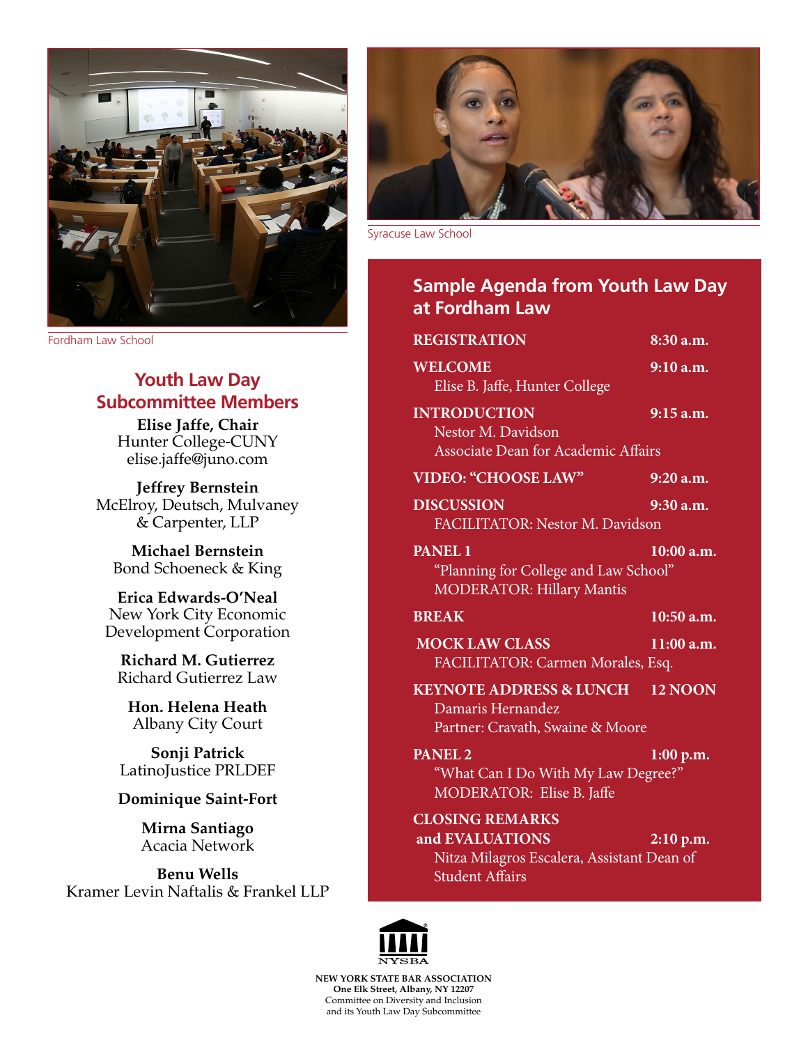Fordham Law School

Syracuse Law School

## Youth Law Day Subcommittee Members

**Elise Jaffe, Chair**
Hunter College-CUNY
elise.jaffe@juno.com

**Jeffrey Bernstein**
McElroy, Deutsch, Mulvaney & Carpenter, LLP

**Michael Bernstein**
Bond Schoeneck & King

**Erica Edwards-O'Neal**
New York City Economic Development Corporation

**Richard M. Gutierrez**
Richard Gutierrez Law

**Hon. Helena Heath**
Albany City Court

**Sonji Patrick**
LatinoJustice PRLDEF

**Dominique Saint-Fort**

**Mirna Santiago**
Acacia Network

**Benu Wells**
Kramer Levin Naftalis & Frankel LLP

## Sample Agenda from Youth Law Day at Fordham Law

**REGISTRATION** — 8:30 a.m.

**WELCOME** — 9:10 a.m.
Elise B. Jaffe, Hunter College

**INTRODUCTION** — 9:15 a.m.
Nestor M. Davidson
Associate Dean for Academic Affairs

**VIDEO: "CHOOSE LAW"** — 9:20 a.m.

**DISCUSSION** — 9:30 a.m.
FACILITATOR: Nestor M. Davidson

**PANEL 1** — 10:00 a.m.
"Planning for College and Law School"
MODERATOR: Hillary Mantis

**BREAK** — 10:50 a.m.

**MOCK LAW CLASS** — 11:00 a.m.
FACILITATOR: Carmen Morales, Esq.

**KEYNOTE ADDRESS & LUNCH** — 12 NOON
Damaris Hernandez
Partner: Cravath, Swaine & Moore

**PANEL 2** — 1:00 p.m.
"What Can I Do With My Law Degree?"
MODERATOR: Elise B. Jaffe

**CLOSING REMARKS and EVALUATIONS** — 2:10 p.m.
Nitza Milagros Escalera, Assistant Dean of Student Affairs

NYSBA

**NEW YORK STATE BAR ASSOCIATION**
**One Elk Street, Albany, NY 12207**
Committee on Diversity and Inclusion
and its Youth Law Day Subcommittee